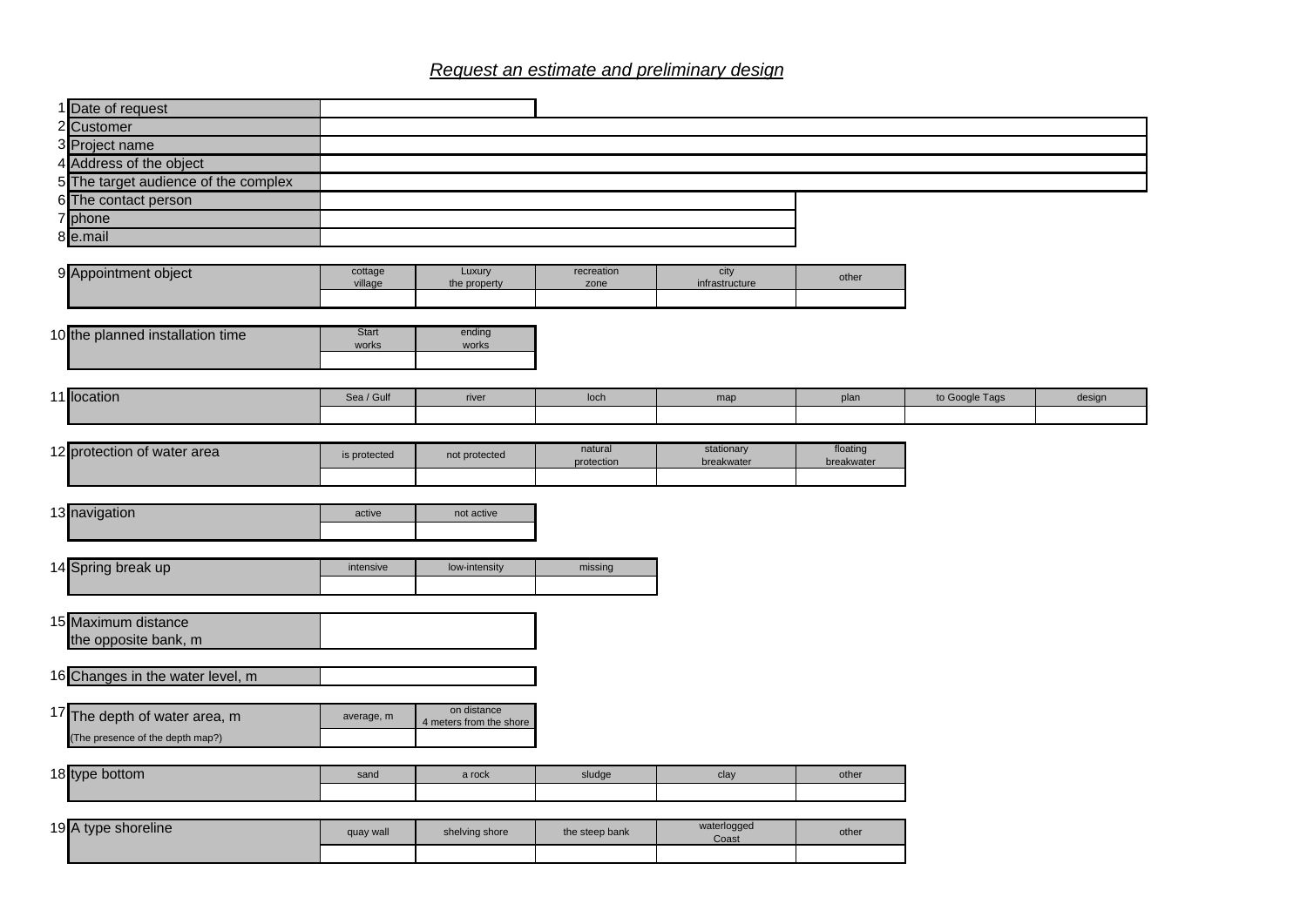*Request an estimate and preliminary design*

| № | Field | |
|---|---|---|
| 1 | Date of request | |
| 2 | Customer | |
| 3 | Project name | |
| 4 | Address of the object | |
| 5 | The target audience of the complex | |
| 6 | The contact person | |
| 7 | phone | |
| 8 | e.mail | |

| 9 | Appointment object | cottage village | Luxury the property | recreation zone | city infrastructure | other |
|---|---|---|---|---|---|---|
| | | | | | | |

| 10 | the planned installation time | Start works | ending works |
|---|---|---|---|
| | | | |

| 11 | location | Sea / Gulf | river | loch | map | plan | to Google Tags | design |
|---|---|---|---|---|---|---|---|---|
| | | | | | | | | |

| 12 | protection of water area | is protected | not protected | natural protection | stationary breakwater | floating breakwater |
|---|---|---|---|---|---|---|
| | | | | | | |

| 13 | navigation | active | not active |
|---|---|---|---|
| | | | |

| 14 | Spring break up | intensive | low-intensity | missing |
|---|---|---|---|---|
| | | | | |

| 15 | Maximum distance the opposite bank, m | |
|---|---|---|

| 16 | Changes in the water level, m | |
|---|---|---|

| 17 | The depth of water area, m | average, m | on distance 4 meters from the shore |
|---|---|---|---|
| | (The presence of the depth map?) | | |

| 18 | type bottom | sand | a rock | sludge | clay | other |
|---|---|---|---|---|---|---|
| | | | | | | |

| 19 | A type shoreline | quay wall | shelving shore | the steep bank | waterlogged Coast | other |
|---|---|---|---|---|---|---|
| | | | | | | |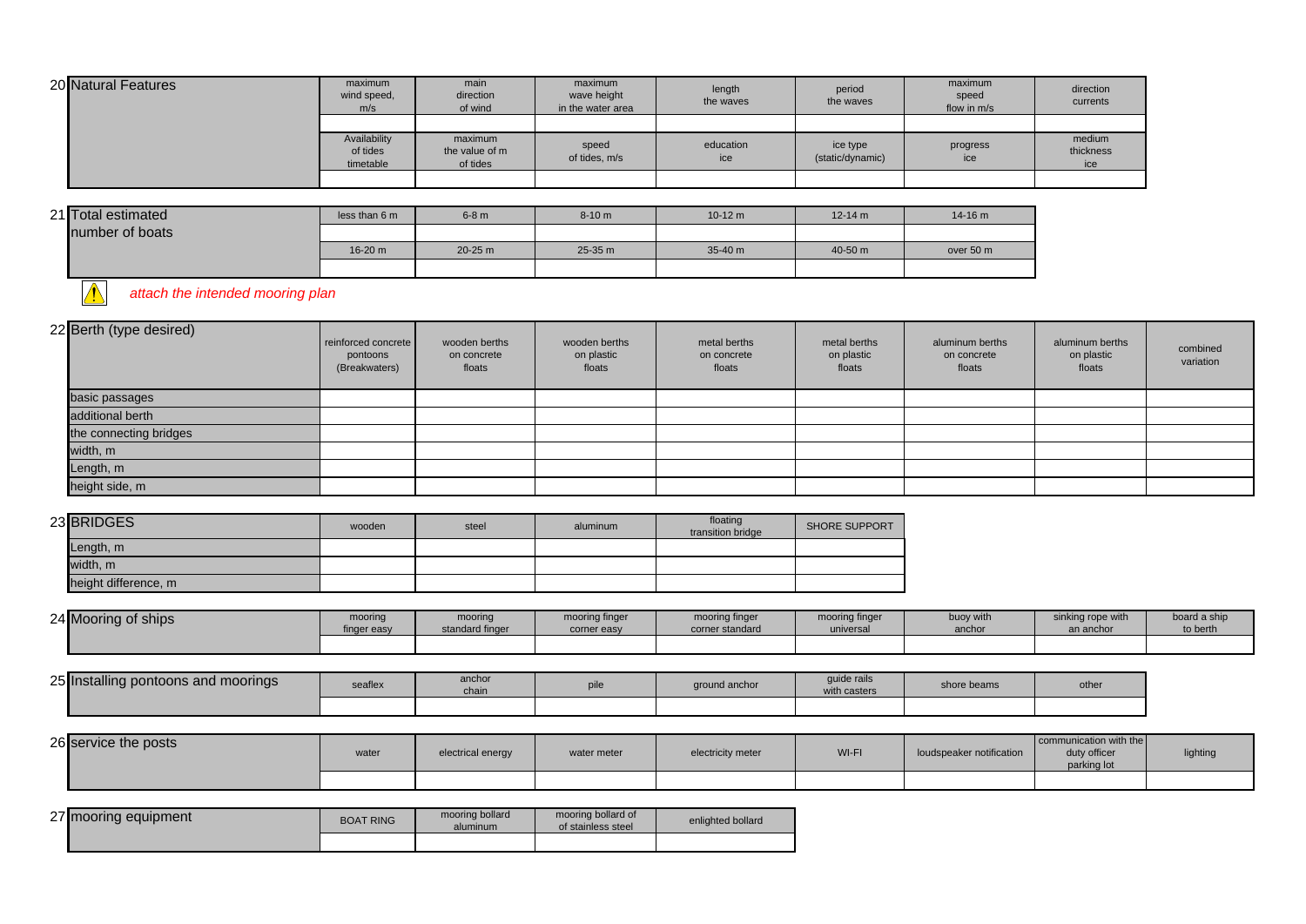## 20 Natural Features

| maximum wind speed, m/s | main direction of wind | maximum wave height in the water area | length the waves | period the waves | maximum speed flow in m/s | direction currents |
|---|---|---|---|---|---|---|
| | | | | | | |
| Availability of tides timetable | maximum the value of m of tides | speed of tides, m/s | education ice | ice type (static/dynamic) | progress ice | medium thickness ice |
| | | | | | | |

## 21 Total estimated number of boats

| less than 6 m | 6-8 m | 8-10 m | 10-12 m | 12-14 m | 14-16 m |
|---|---|---|---|---|---|
| | | | | | |
| 16-20 m | 20-25 m | 25-35 m | 35-40 m | 40-50 m | over 50 m |
| | | | | | |

⚠ *attach the intended mooring plan*

## 22 Berth (type desired)

| | reinforced concrete pontoons (Breakwaters) | wooden berths on concrete floats | wooden berths on plastic floats | metal berths on concrete floats | metal berths on plastic floats | aluminum berths on concrete floats | aluminum berths on plastic floats | combined variation |
|---|---|---|---|---|---|---|---|---|
| basic passages | | | | | | | | |
| additional berth | | | | | | | | |
| the connecting bridges | | | | | | | | |
| width, m | | | | | | | | |
| Length, m | | | | | | | | |
| height side, m | | | | | | | | |

## 23 BRIDGES

| | wooden | steel | aluminum | floating transition bridge | SHORE SUPPORT |
|---|---|---|---|---|---|
| Length, m | | | | | |
| width, m | | | | | |
| height difference, m | | | | | |

## 24 Mooring of ships

| mooring finger easy | mooring standard finger | mooring finger corner easy | mooring finger corner standard | mooring finger universal | buoy with anchor | sinking rope with an anchor | board a ship to berth |
|---|---|---|---|---|---|---|---|
| | | | | | | | |

## 25 Installing pontoons and moorings

| seaflex | anchor chain | pile | ground anchor | guide rails with casters | shore beams | other |
|---|---|---|---|---|---|---|
| | | | | | | |

## 26 service the posts

| water | electrical energy | water meter | electricity meter | WI-FI | loudspeaker notification | communication with the duty officer parking lot | lighting |
|---|---|---|---|---|---|---|---|
| | | | | | | | |

## 27 mooring equipment

| BOAT RING | mooring bollard aluminum | mooring bollard of of stainless steel | enlighted bollard |
|---|---|---|---|
| | | | |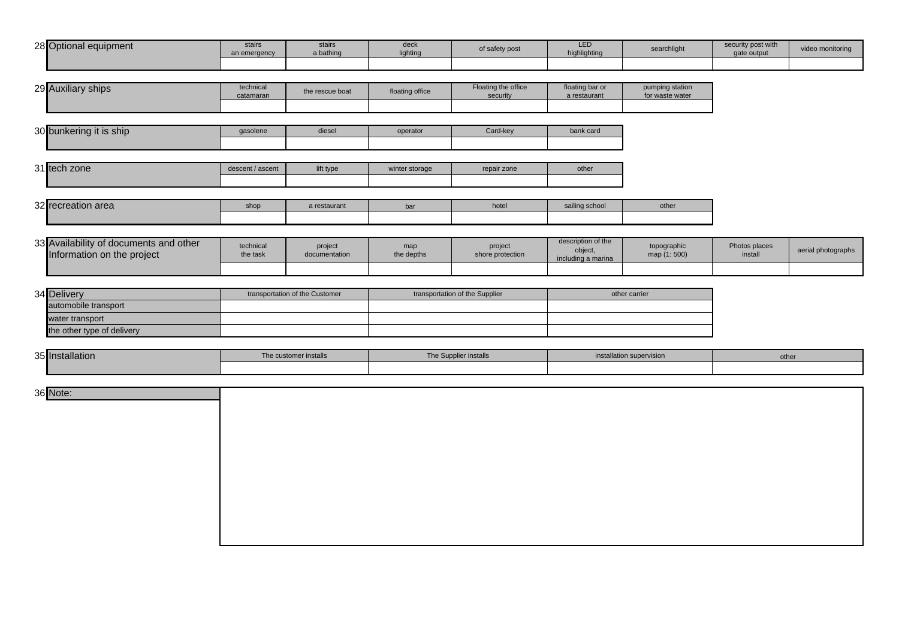| | | | | | | | | |
|---|---|---|---|---|---|---|---|---|
| 28 Optional equipment | stairs an emergency | stairs a bathing | deck lighting | of safety post | LED highlighting | searchlight | security post with gate output | video monitoring |
| | | | | | | | | |

| | | | | | | |
|---|---|---|---|---|---|---|
| 29 Auxiliary ships | technical catamaran | the rescue boat | floating office | Floating the office security | floating bar or a restaurant | pumping station for waste water |
| | | | | | | |

| | | | | | |
|---|---|---|---|---|---|
| 30 bunkering it is ship | gasolene | diesel | operator | Card-key | bank card |
| | | | | | |

| | | | | | |
|---|---|---|---|---|---|
| 31 tech zone | descent / ascent | lift type | winter storage | repair zone | other |
| | | | | | |

| | | | | | | |
|---|---|---|---|---|---|---|
| 32 recreation area | shop | a restaurant | bar | hotel | sailing school | other |
| | | | | | | |

| | | | | | | | | |
|---|---|---|---|---|---|---|---|---|
| 33 Availability of documents and other Information on the project | technical the task | project documentation | map the depths | project shore protection | description of the object, including a marina | topographic map (1: 500) | Photos places install | aerial photographs |
| | | | | | | | | |

| 34 Delivery | transportation of the Customer | transportation of the Supplier | other carrier |
|---|---|---|---|
| automobile transport | | | |
| water transport | | | |
| the other type of delivery | | | |

| 35 Installation | The customer installs | The Supplier installs | installation supervision | other |
|---|---|---|---|---|
| | | | | |

| 36 Note: | |
|---|---|
| | |